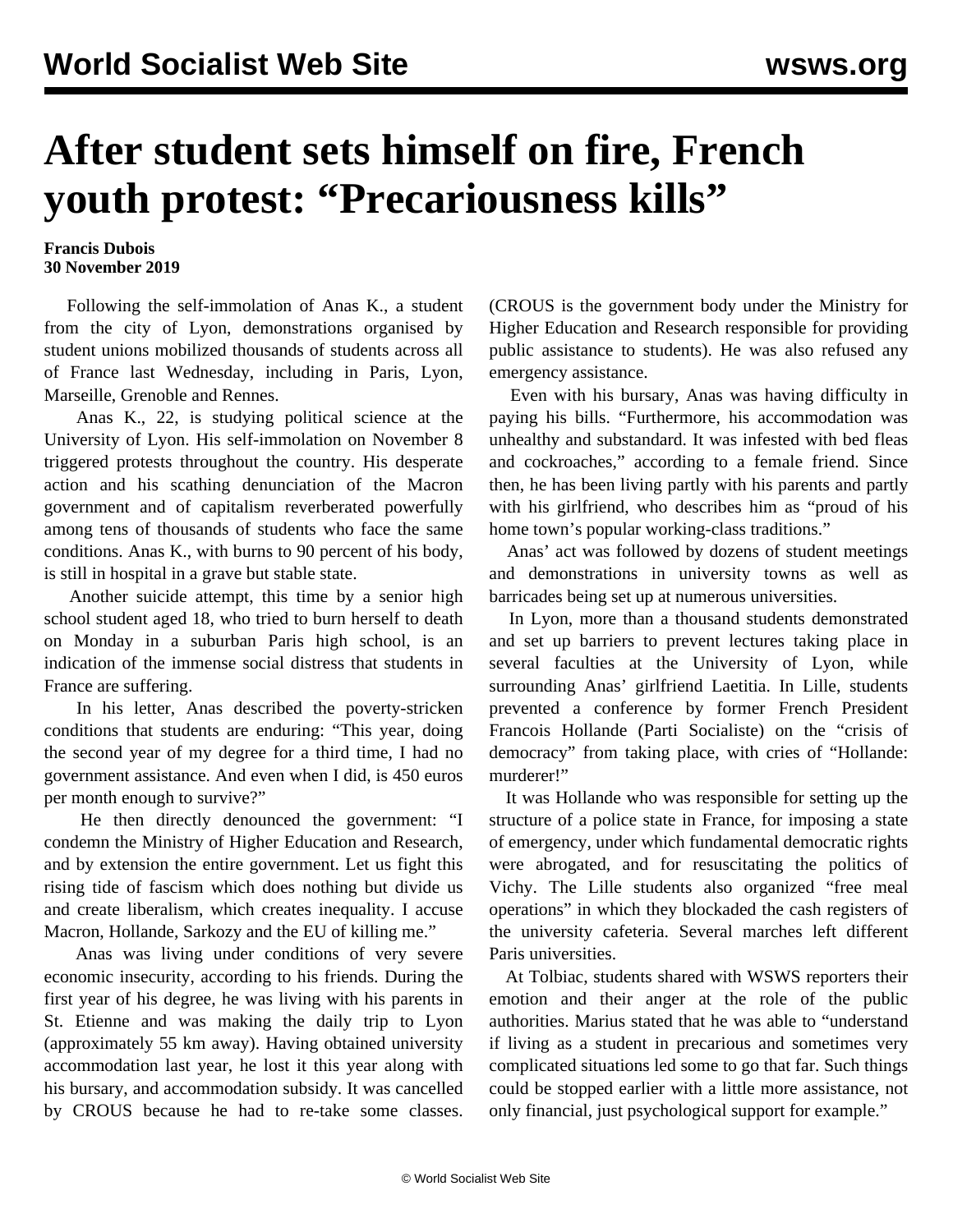# After student sets himself on fire, French youth protest: "Precariousness kills"

**Francis Dubois**
**30 November 2019**

Following the self-immolation of Anas K., a student from the city of Lyon, demonstrations organised by student unions mobilized thousands of students across all of France last Wednesday, including in Paris, Lyon, Marseille, Grenoble and Rennes.

Anas K., 22, is studying political science at the University of Lyon. His self-immolation on November 8 triggered protests throughout the country. His desperate action and his scathing denunciation of the Macron government and of capitalism reverberated powerfully among tens of thousands of students who face the same conditions. Anas K., with burns to 90 percent of his body, is still in hospital in a grave but stable state.

Another suicide attempt, this time by a senior high school student aged 18, who tried to burn herself to death on Monday in a suburban Paris high school, is an indication of the immense social distress that students in France are suffering.

In his letter, Anas described the poverty-stricken conditions that students are enduring: "This year, doing the second year of my degree for a third time, I had no government assistance. And even when I did, is 450 euros per month enough to survive?"

He then directly denounced the government: "I condemn the Ministry of Higher Education and Research, and by extension the entire government. Let us fight this rising tide of fascism which does nothing but divide us and create liberalism, which creates inequality. I accuse Macron, Hollande, Sarkozy and the EU of killing me."

Anas was living under conditions of very severe economic insecurity, according to his friends. During the first year of his degree, he was living with his parents in St. Etienne and was making the daily trip to Lyon (approximately 55 km away). Having obtained university accommodation last year, he lost it this year along with his bursary, and accommodation subsidy. It was cancelled by CROUS because he had to re-take some classes. (CROUS is the government body under the Ministry for Higher Education and Research responsible for providing public assistance to students). He was also refused any emergency assistance.

Even with his bursary, Anas was having difficulty in paying his bills. "Furthermore, his accommodation was unhealthy and substandard. It was infested with bed fleas and cockroaches," according to a female friend. Since then, he has been living partly with his parents and partly with his girlfriend, who describes him as "proud of his home town's popular working-class traditions."

Anas' act was followed by dozens of student meetings and demonstrations in university towns as well as barricades being set up at numerous universities.

In Lyon, more than a thousand students demonstrated and set up barriers to prevent lectures taking place in several faculties at the University of Lyon, while surrounding Anas' girlfriend Laetitia. In Lille, students prevented a conference by former French President Francois Hollande (Parti Socialiste) on the "crisis of democracy" from taking place, with cries of "Hollande: murderer!"

It was Hollande who was responsible for setting up the structure of a police state in France, for imposing a state of emergency, under which fundamental democratic rights were abrogated, and for resuscitating the politics of Vichy. The Lille students also organized "free meal operations" in which they blockaded the cash registers of the university cafeteria. Several marches left different Paris universities.

At Tolbiac, students shared with WSWS reporters their emotion and their anger at the role of the public authorities. Marius stated that he was able to "understand if living as a student in precarious and sometimes very complicated situations led some to go that far. Such things could be stopped earlier with a little more assistance, not only financial, just psychological support for example."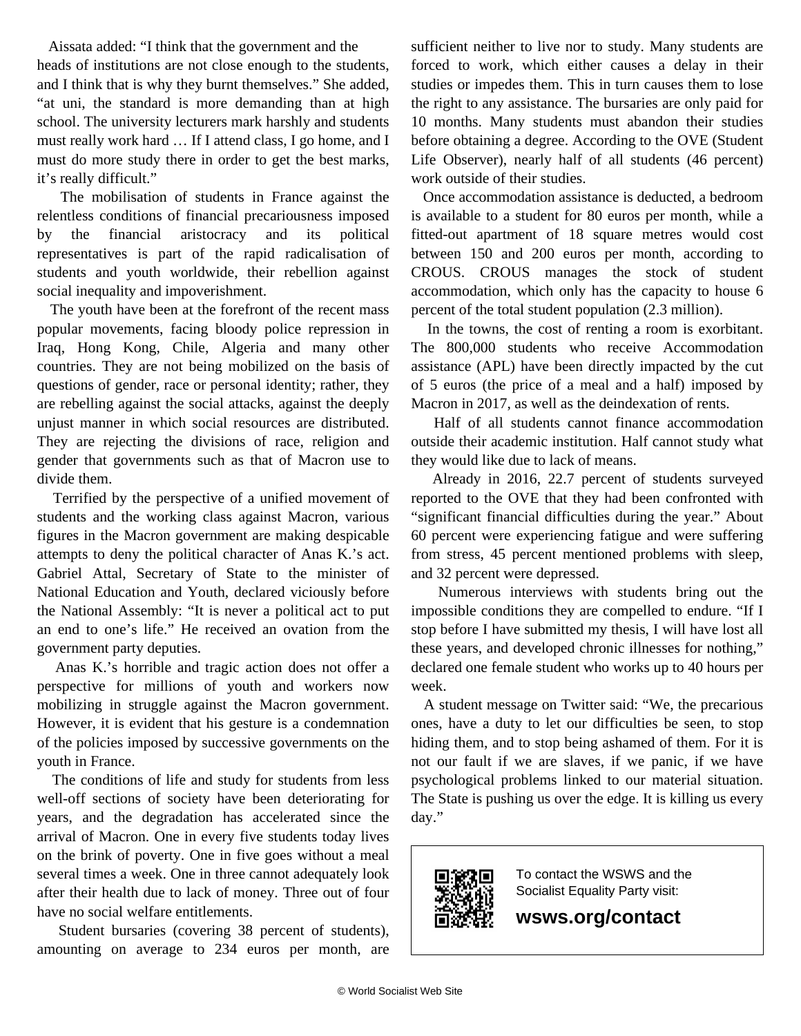Aissata added: "I think that the government and the heads of institutions are not close enough to the students, and I think that is why they burnt themselves." She added, "at uni, the standard is more demanding than at high school. The university lecturers mark harshly and students must really work hard … If I attend class, I go home, and I must do more study there in order to get the best marks, it's really difficult."

The mobilisation of students in France against the relentless conditions of financial precariousness imposed by the financial aristocracy and its political representatives is part of the rapid radicalisation of students and youth worldwide, their rebellion against social inequality and impoverishment.

The youth have been at the forefront of the recent mass popular movements, facing bloody police repression in Iraq, Hong Kong, Chile, Algeria and many other countries. They are not being mobilized on the basis of questions of gender, race or personal identity; rather, they are rebelling against the social attacks, against the deeply unjust manner in which social resources are distributed. They are rejecting the divisions of race, religion and gender that governments such as that of Macron use to divide them.

Terrified by the perspective of a unified movement of students and the working class against Macron, various figures in the Macron government are making despicable attempts to deny the political character of Anas K.'s act. Gabriel Attal, Secretary of State to the minister of National Education and Youth, declared viciously before the National Assembly: "It is never a political act to put an end to one's life." He received an ovation from the government party deputies.

Anas K.'s horrible and tragic action does not offer a perspective for millions of youth and workers now mobilizing in struggle against the Macron government. However, it is evident that his gesture is a condemnation of the policies imposed by successive governments on the youth in France.

The conditions of life and study for students from less well-off sections of society have been deteriorating for years, and the degradation has accelerated since the arrival of Macron. One in every five students today lives on the brink of poverty. One in five goes without a meal several times a week. One in three cannot adequately look after their health due to lack of money. Three out of four have no social welfare entitlements.

Student bursaries (covering 38 percent of students), amounting on average to 234 euros per month, are sufficient neither to live nor to study. Many students are forced to work, which either causes a delay in their studies or impedes them. This in turn causes them to lose the right to any assistance. The bursaries are only paid for 10 months. Many students must abandon their studies before obtaining a degree. According to the OVE (Student Life Observer), nearly half of all students (46 percent) work outside of their studies.

Once accommodation assistance is deducted, a bedroom is available to a student for 80 euros per month, while a fitted-out apartment of 18 square metres would cost between 150 and 200 euros per month, according to CROUS. CROUS manages the stock of student accommodation, which only has the capacity to house 6 percent of the total student population (2.3 million).

In the towns, the cost of renting a room is exorbitant. The 800,000 students who receive Accommodation assistance (APL) have been directly impacted by the cut of 5 euros (the price of a meal and a half) imposed by Macron in 2017, as well as the deindexation of rents.

Half of all students cannot finance accommodation outside their academic institution. Half cannot study what they would like due to lack of means.

Already in 2016, 22.7 percent of students surveyed reported to the OVE that they had been confronted with "significant financial difficulties during the year." About 60 percent were experiencing fatigue and were suffering from stress, 45 percent mentioned problems with sleep, and 32 percent were depressed.

Numerous interviews with students bring out the impossible conditions they are compelled to endure. "If I stop before I have submitted my thesis, I will have lost all these years, and developed chronic illnesses for nothing," declared one female student who works up to 40 hours per week.

A student message on Twitter said: "We, the precarious ones, have a duty to let our difficulties be seen, to stop hiding them, and to stop being ashamed of them. For it is not our fault if we are slaves, if we panic, if we have psychological problems linked to our material situation. The State is pushing us over the edge. It is killing us every day."

To contact the WSWS and the Socialist Equality Party visit:

**wsws.org/contact**